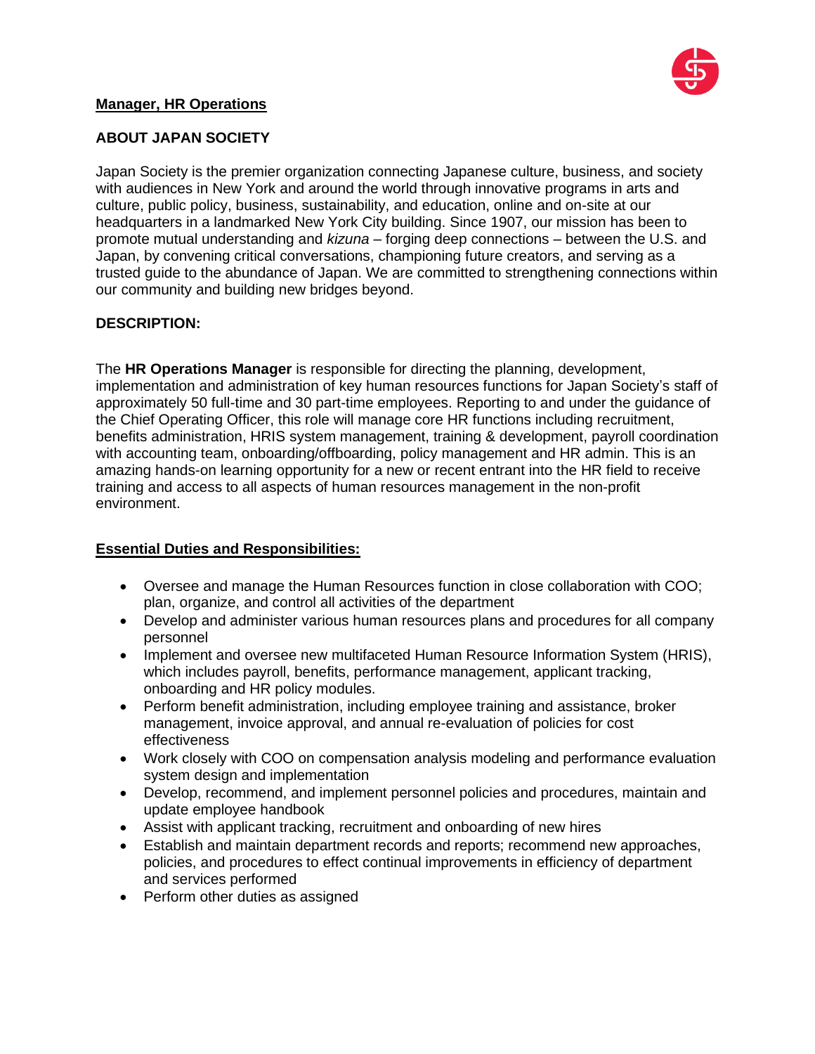**Manager, HR Operations**

## ABOUT JAPAN SOCIETY

Japan Society is the premier organization connecting Japanese culture, business, and society with audiences in New York and around the world through innovative programs in arts and culture, public policy, business, sustainability, and education, online and on-site at our headquarters in a landmarked New York City building. Since 1907, our mission has been to promote mutual understanding and *kizuna* – forging deep connections – between the U.S. and Japan, by convening critical conversations, championing future creators, and serving as a trusted guide to the abundance of Japan. We are committed to strengthening connections within our community and building new bridges beyond.

## DESCRIPTION:

The **HR Operations Manager** is responsible for directing the planning, development, implementation and administration of key human resources functions for Japan Society's staff of approximately 50 full-time and 30 part-time employees. Reporting to and under the guidance of the Chief Operating Officer, this role will manage core HR functions including recruitment, benefits administration, HRIS system management, training & development, payroll coordination with accounting team, onboarding/offboarding, policy management and HR admin. This is an amazing hands-on learning opportunity for a new or recent entrant into the HR field to receive training and access to all aspects of human resources management in the non-profit environment.

### Essential Duties and Responsibilities:

- Oversee and manage the Human Resources function in close collaboration with COO; plan, organize, and control all activities of the department
- Develop and administer various human resources plans and procedures for all company personnel
- Implement and oversee new multifaceted Human Resource Information System (HRIS), which includes payroll, benefits, performance management, applicant tracking, onboarding and HR policy modules.
- Perform benefit administration, including employee training and assistance, broker management, invoice approval, and annual re-evaluation of policies for cost effectiveness
- Work closely with COO on compensation analysis modeling and performance evaluation system design and implementation
- Develop, recommend, and implement personnel policies and procedures, maintain and update employee handbook
- Assist with applicant tracking, recruitment and onboarding of new hires
- Establish and maintain department records and reports; recommend new approaches, policies, and procedures to effect continual improvements in efficiency of department and services performed
- Perform other duties as assigned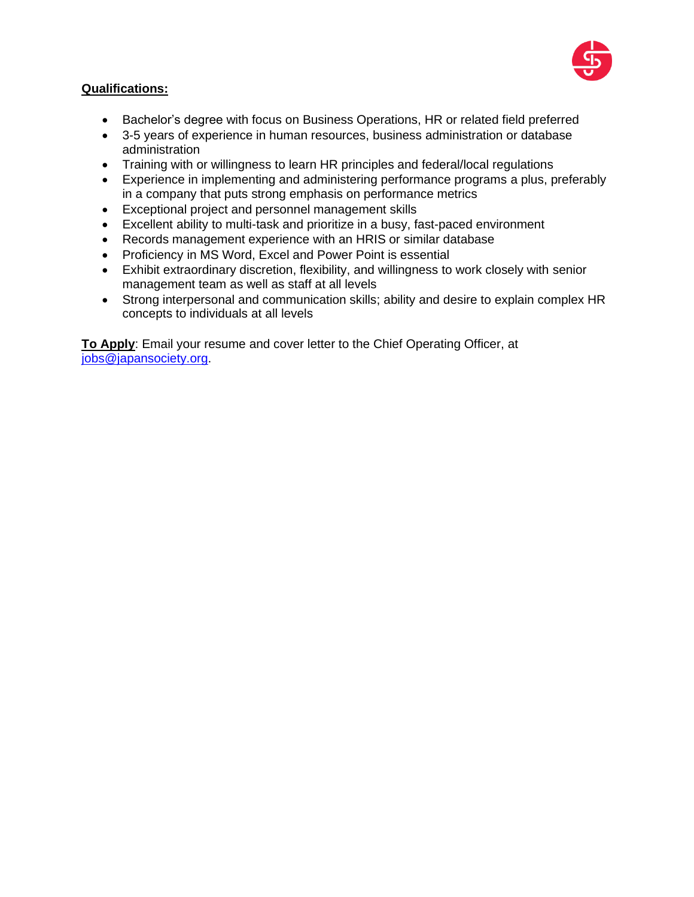**Qualifications:**

- Bachelor's degree with focus on Business Operations, HR or related field preferred
- 3-5 years of experience in human resources, business administration or database administration
- Training with or willingness to learn HR principles and federal/local regulations
- Experience in implementing and administering performance programs a plus, preferably in a company that puts strong emphasis on performance metrics
- Exceptional project and personnel management skills
- Excellent ability to multi-task and prioritize in a busy, fast-paced environment
- Records management experience with an HRIS or similar database
- Proficiency in MS Word, Excel and Power Point is essential
- Exhibit extraordinary discretion, flexibility, and willingness to work closely with senior management team as well as staff at all levels
- Strong interpersonal and communication skills; ability and desire to explain complex HR concepts to individuals at all levels

**To Apply**: Email your resume and cover letter to the Chief Operating Officer, at jobs@japansociety.org.